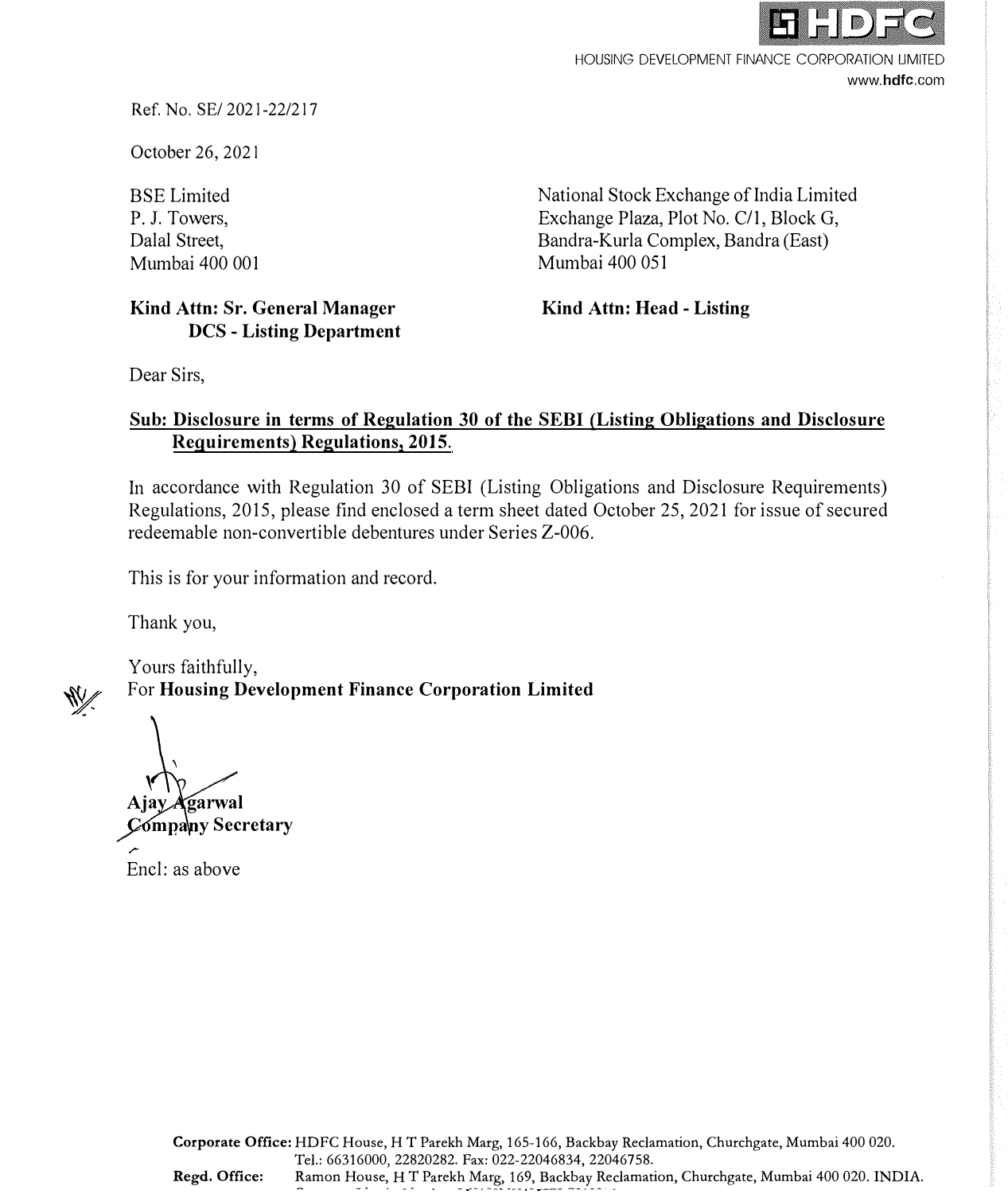HOUSING DEVELOPMENT FINANCE CORPORATION LIMITED
www.hdfc.com

Ref. No. SE/ 2021-22/217

October 26, 2021

BSE Limited
P. J. Towers,
Dalal Street,
Mumbai 400 001

**Kind Attn: Sr. General Manager**
**DCS - Listing Department**

National Stock Exchange of India Limited
Exchange Plaza, Plot No. C/1, Block G,
Bandra-Kurla Complex, Bandra (East)
Mumbai 400 051

**Kind Attn: Head - Listing**

Dear Sirs,

**Sub: Disclosure in terms of Regulation 30 of the SEBI (Listing Obligations and Disclosure Requirements) Regulations, 2015.**

In accordance with Regulation 30 of SEBI (Listing Obligations and Disclosure Requirements) Regulations, 2015, please find enclosed a term sheet dated October 25, 2021 for issue of secured redeemable non-convertible debentures under Series Z-006.

This is for your information and record.

Thank you,

Yours faithfully,
For **Housing Development Finance Corporation Limited**

**Ajay Agarwal**
**Company Secretary**

Encl: as above

**Corporate Office:** HDFC House, H T Parekh Marg, 165-166, Backbay Reclamation, Churchgate, Mumbai 400 020. Tel.: 66316000, 22820282. Fax: 022-22046834, 22046758.
**Regd. Office:** Ramon House, H T Parekh Marg, 169, Backbay Reclamation, Churchgate, Mumbai 400 020. INDIA.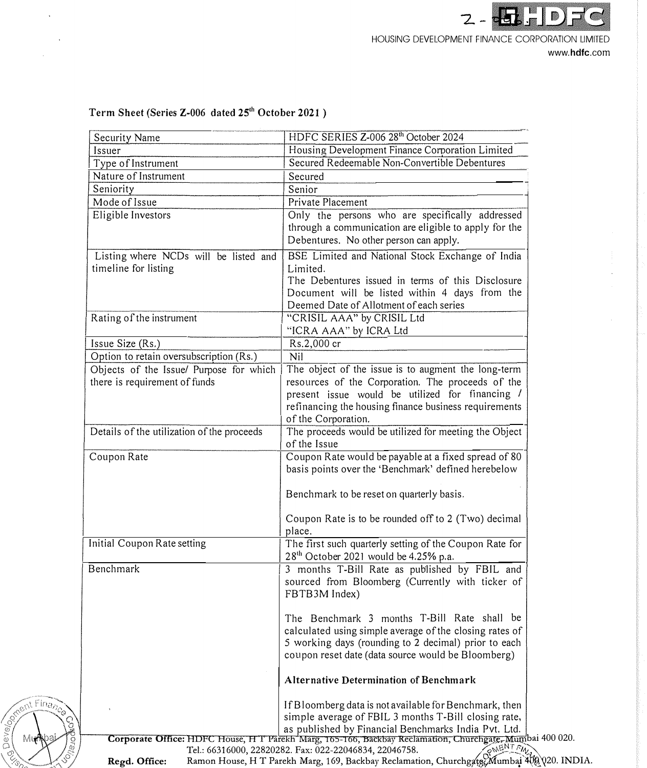**Term Sheet (Series Z-006 dated 25th October 2021 )**

| Security Name | HDFC SERIES Z-006 28th October 2024 |
|---|---|
| Issuer | Housing Development Finance Corporation Limited |
| Type of Instrument | Secured Redeemable Non-Convertible Debentures |
| Nature of Instrument | Secured |
| Seniority | Senior |
| Mode of Issue | Private Placement |
| Eligible Investors | Only the persons who are specifically addressed through a communication are eligible to apply for the Debentures. No other person can apply. |
| Listing where NCDs will be listed and timeline for listing | BSE Limited and National Stock Exchange of India Limited.<br>The Debentures issued in terms of this Disclosure Document will be listed within 4 days from the Deemed Date of Allotment of each series |
| Rating of the instrument | "CRISIL AAA" by CRISIL Ltd<br>"ICRA AAA" by ICRA Ltd |
| Issue Size (Rs.) | Rs.2,000 cr |
| Option to retain oversubscription (Rs.) | Nil |
| Objects of the Issue/ Purpose for which there is requirement of funds | The object of the issue is to augment the long-term resources of the Corporation. The proceeds of the present issue would be utilized for financing / refinancing the housing finance business requirements of the Corporation. |
| Details of the utilization of the proceeds | The proceeds would be utilized for meeting the Object of the Issue |
| Coupon Rate | Coupon Rate would be payable at a fixed spread of 80 basis points over the 'Benchmark' defined herebelow<br><br>Benchmark to be reset on quarterly basis.<br><br>Coupon Rate is to be rounded off to 2 (Two) decimal place. |
| Initial Coupon Rate setting | The first such quarterly setting of the Coupon Rate for 28th October 2021 would be 4.25% p.a. |
| Benchmark | 3 months T-Bill Rate as published by FBIL and sourced from Bloomberg (Currently with ticker of FBTB3M Index)<br><br>The Benchmark 3 months T-Bill Rate shall be calculated using simple average of the closing rates of 5 working days (rounding to 2 decimal) prior to each coupon reset date (data source would be Bloomberg)<br><br>**Alternative Determination of Benchmark**<br><br>If Bloomberg data is not available for Benchmark, then simple average of FBIL 3 months T-Bill closing rate, as published by Financial Benchmarks India Pvt. Ltd. |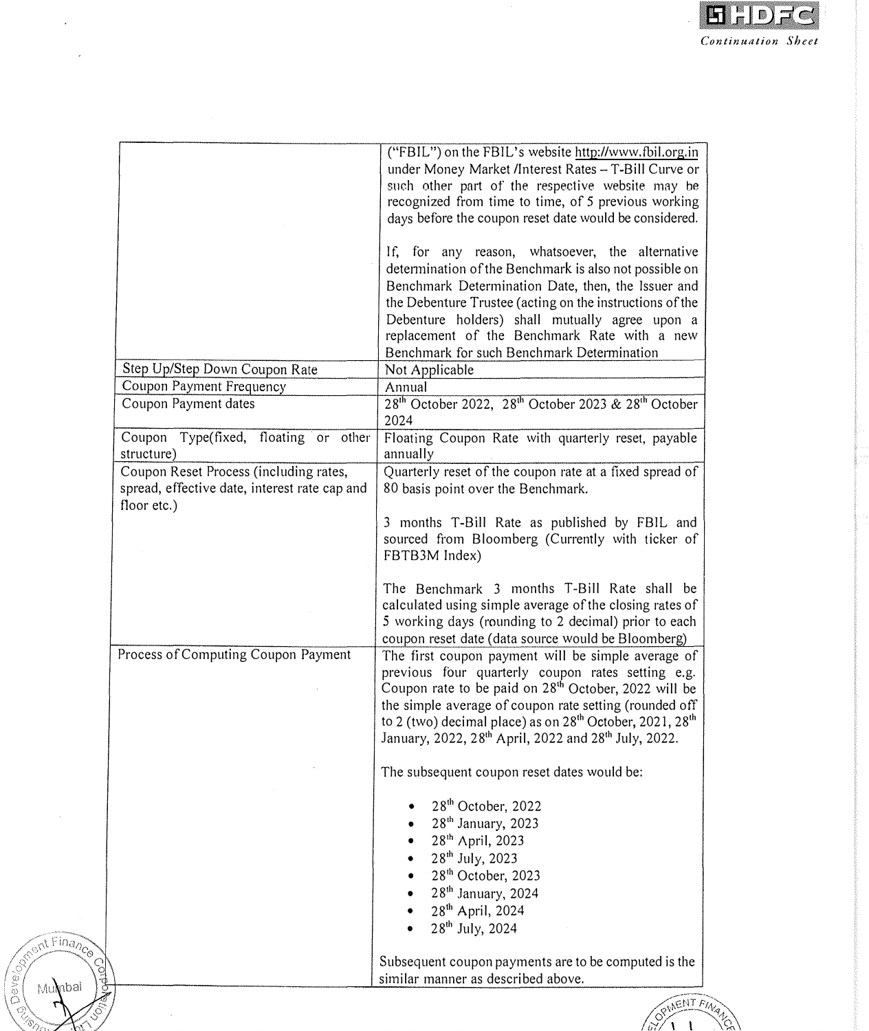| | |
|---|---|
| | ("FBIL") on the FBIL's website http://www.fbil.org.in under Money Market /Interest Rates – T-Bill Curve or such other part of the respective website may be recognized from time to time, of 5 previous working days before the coupon reset date would be considered.<br><br>If, for any reason, whatsoever, the alternative determination of the Benchmark is also not possible on Benchmark Determination Date, then, the Issuer and the Debenture Trustee (acting on the instructions of the Debenture holders) shall mutually agree upon a replacement of the Benchmark Rate with a new Benchmark for such Benchmark Determination |
| Step Up/Step Down Coupon Rate | Not Applicable |
| Coupon Payment Frequency | Annual |
| Coupon Payment dates | 28th October 2022, 28th October 2023 & 28th October 2024 |
| Coupon Type(fixed, floating or other structure) | Floating Coupon Rate with quarterly reset, payable annually |
| Coupon Reset Process (including rates, spread, effective date, interest rate cap and floor etc.) | Quarterly reset of the coupon rate at a fixed spread of 80 basis point over the Benchmark.<br><br>3 months T-Bill Rate as published by FBIL and sourced from Bloomberg (Currently with ticker of FBTB3M Index)<br><br>The Benchmark 3 months T-Bill Rate shall be calculated using simple average of the closing rates of 5 working days (rounding to 2 decimal) prior to each coupon reset date (data source would be Bloomberg) |
| Process of Computing Coupon Payment | The first coupon payment will be simple average of previous four quarterly coupon rates setting e.g. Coupon rate to be paid on 28th October, 2022 will be the simple average of coupon rate setting (rounded off to 2 (two) decimal place) as on 28th October, 2021, 28th January, 2022, 28th April, 2022 and 28th July, 2022.<br><br>The subsequent coupon reset dates would be:<br>• 28th October, 2022<br>• 28th January, 2023<br>• 28th April, 2023<br>• 28th July, 2023<br>• 28th October, 2023<br>• 28th January, 2024<br>• 28th April, 2024<br>• 28th July, 2024<br><br>Subsequent coupon payments are to be computed is the similar manner as described above. |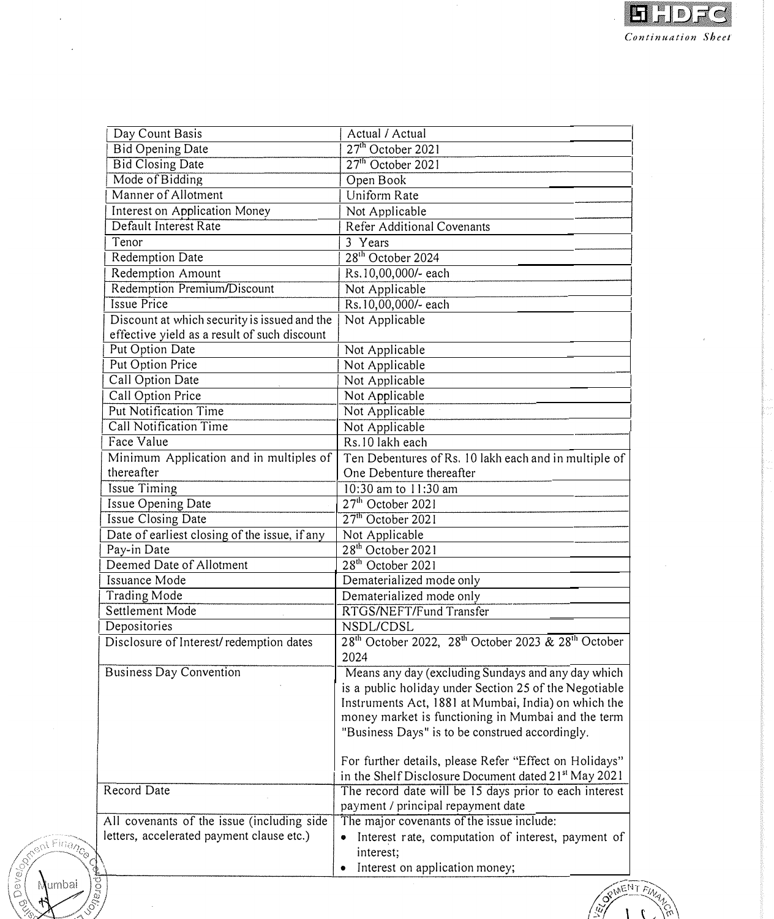| | |
|---|---|
| Day Count Basis | Actual / Actual |
| Bid Opening Date | 27th October 2021 |
| Bid Closing Date | 27th October 2021 |
| Mode of Bidding | Open Book |
| Manner of Allotment | Uniform Rate |
| Interest on Application Money | Not Applicable |
| Default Interest Rate | Refer Additional Covenants |
| Tenor | 3 Years |
| Redemption Date | 28th October 2024 |
| Redemption Amount | Rs.10,00,000/- each |
| Redemption Premium/Discount | Not Applicable |
| Issue Price | Rs.10,00,000/- each |
| Discount at which security is issued and the effective yield as a result of such discount | Not Applicable |
| Put Option Date | Not Applicable |
| Put Option Price | Not Applicable |
| Call Option Date | Not Applicable |
| Call Option Price | Not Applicable |
| Put Notification Time | Not Applicable |
| Call Notification Time | Not Applicable |
| Face Value | Rs.10 lakh each |
| Minimum Application and in multiples of thereafter | Ten Debentures of Rs. 10 lakh each and in multiple of One Debenture thereafter |
| Issue Timing | 10:30 am to 11:30 am |
| Issue Opening Date | 27th October 2021 |
| Issue Closing Date | 27th October 2021 |
| Date of earliest closing of the issue, if any | Not Applicable |
| Pay-in Date | 28th October 2021 |
| Deemed Date of Allotment | 28th October 2021 |
| Issuance Mode | Dematerialized mode only |
| Trading Mode | Dematerialized mode only |
| Settlement Mode | RTGS/NEFT/Fund Transfer |
| Depositories | NSDL/CDSL |
| Disclosure of Interest/ redemption dates | 28th October 2022, 28th October 2023 & 28th October 2024 |
| Business Day Convention | Means any day (excluding Sundays and any day which is a public holiday under Section 25 of the Negotiable Instruments Act, 1881 at Mumbai, India) on which the money market is functioning in Mumbai and the term "Business Days" is to be construed accordingly.<br><br>For further details, please Refer "Effect on Holidays" in the Shelf Disclosure Document dated 21st May 2021 |
| Record Date | The record date will be 15 days prior to each interest payment / principal repayment date |
| All covenants of the issue (including side letters, accelerated payment clause etc.) | The major covenants of the issue include:<br>• Interest rate, computation of interest, payment of interest;<br>• Interest on application money; |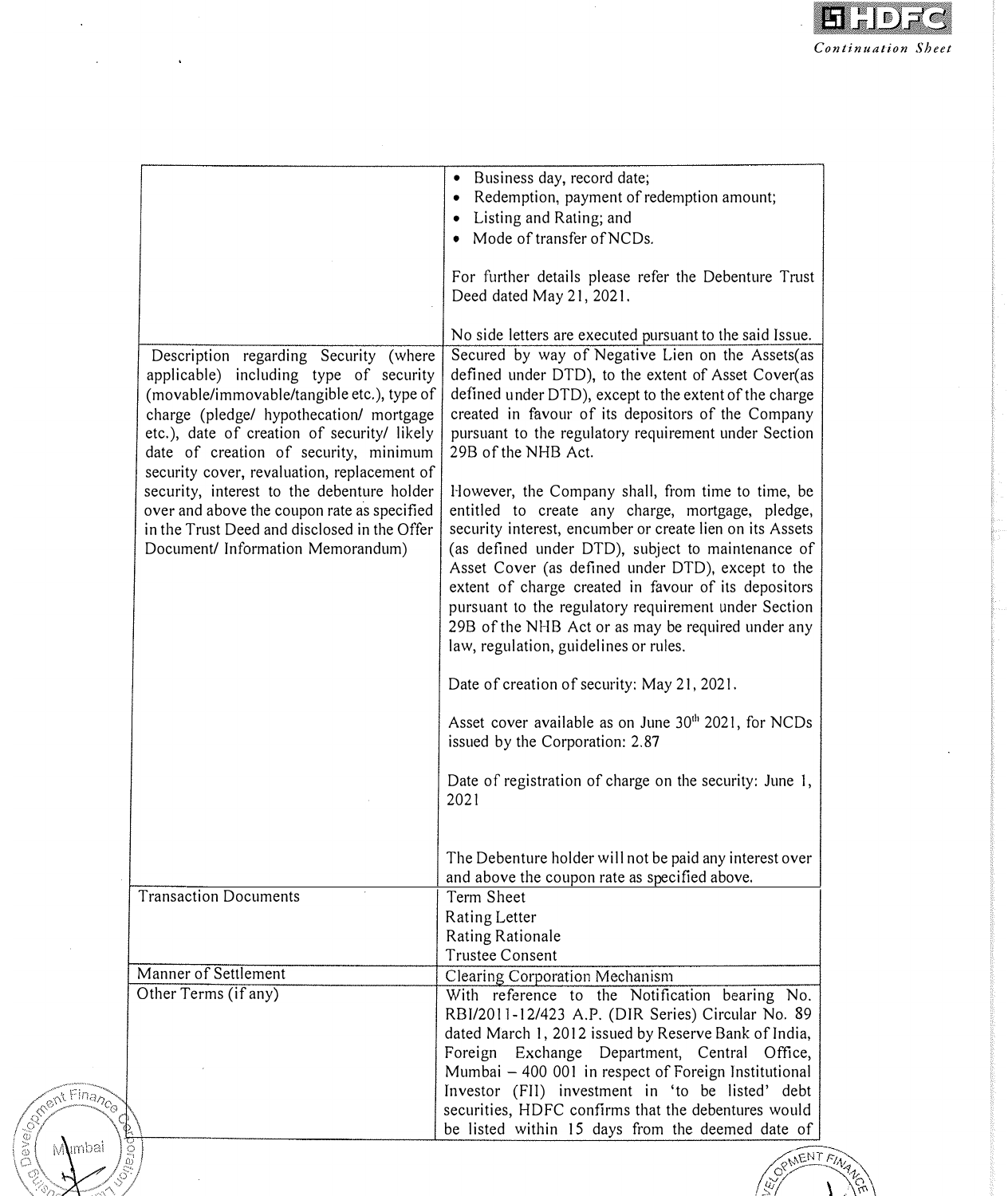| | |
|---|---|
| | • Business day, record date;<br>• Redemption, payment of redemption amount;<br>• Listing and Rating; and<br>• Mode of transfer of NCDs.<br><br>For further details please refer the Debenture Trust Deed dated May 21, 2021.<br><br>No side letters are executed pursuant to the said Issue. |
| Description regarding Security (where applicable) including type of security (movable/immovable/tangible etc.), type of charge (pledge/ hypothecation/ mortgage etc.), date of creation of security/ likely date of creation of security, minimum security cover, revaluation, replacement of security, interest to the debenture holder over and above the coupon rate as specified in the Trust Deed and disclosed in the Offer Document/ Information Memorandum) | Secured by way of Negative Lien on the Assets(as defined under DTD), to the extent of Asset Cover(as defined under DTD), except to the extent of the charge created in favour of its depositors of the Company pursuant to the regulatory requirement under Section 29B of the NHB Act.<br><br>However, the Company shall, from time to time, be entitled to create any charge, mortgage, pledge, security interest, encumber or create lien on its Assets (as defined under DTD), subject to maintenance of Asset Cover (as defined under DTD), except to the extent of charge created in favour of its depositors pursuant to the regulatory requirement under Section 29B of the NHB Act or as may be required under any law, regulation, guidelines or rules.<br><br>Date of creation of security: May 21, 2021.<br><br>Asset cover available as on June 30th 2021, for NCDs issued by the Corporation: 2.87<br><br>Date of registration of charge on the security: June 1, 2021<br><br>The Debenture holder will not be paid any interest over and above the coupon rate as specified above. |
| Transaction Documents | Term Sheet<br>Rating Letter<br>Rating Rationale<br>Trustee Consent |
| Manner of Settlement | Clearing Corporation Mechanism |
| Other Terms (if any) | With reference to the Notification bearing No. RBI/2011-12/423 A.P. (DIR Series) Circular No. 89 dated March 1, 2012 issued by Reserve Bank of India, Foreign Exchange Department, Central Office, Mumbai – 400 001 in respect of Foreign Institutional Investor (FII) investment in 'to be listed' debt securities, HDFC confirms that the debentures would be listed within 15 days from the deemed date of |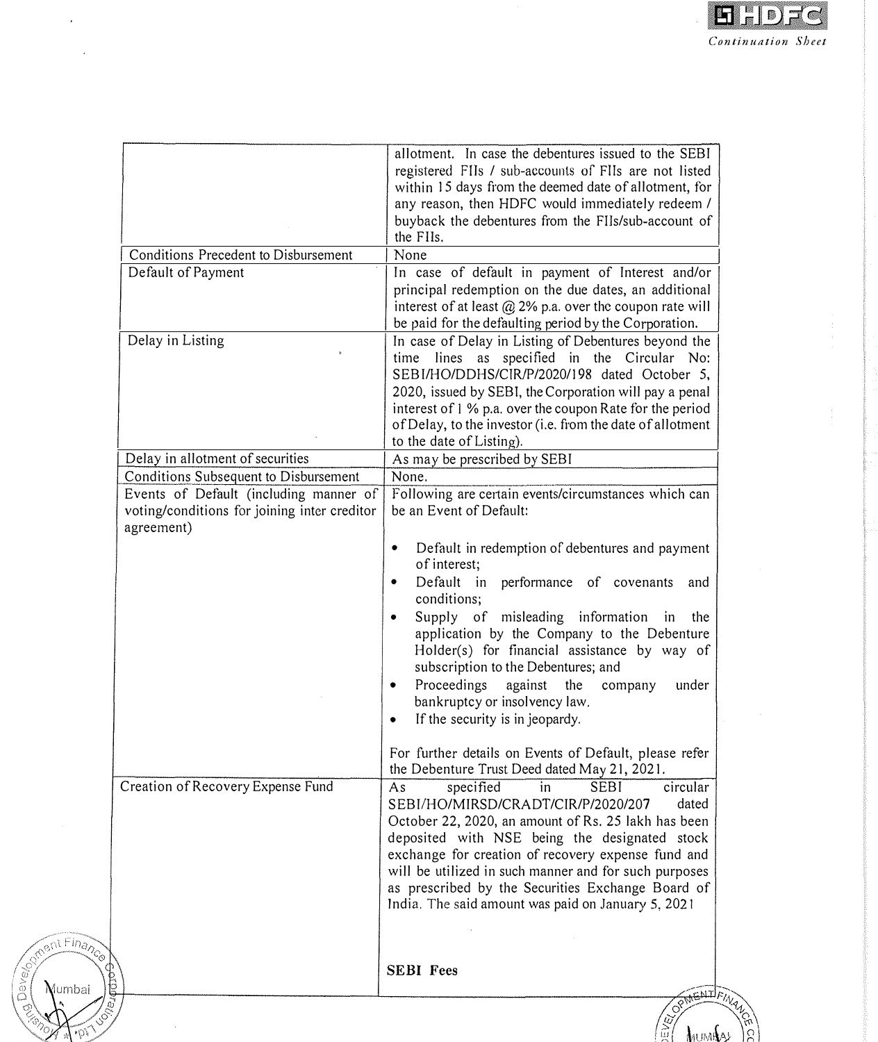| | |
|---|---|
| | allotment. In case the debentures issued to the SEBI registered FIIs / sub-accounts of FIIs are not listed within 15 days from the deemed date of allotment, for any reason, then HDFC would immediately redeem / buyback the debentures from the FIIs/sub-account of the FIIs. |
| Conditions Precedent to Disbursement | None |
| Default of Payment | In case of default in payment of Interest and/or principal redemption on the due dates, an additional interest of at least @ 2% p.a. over the coupon rate will be paid for the defaulting period by the Corporation. |
| Delay in Listing | In case of Delay in Listing of Debentures beyond the time lines as specified in the Circular No: SEBI/HO/DDHS/CIR/P/2020/198 dated October 5, 2020, issued by SEBI, the Corporation will pay a penal interest of 1 % p.a. over the coupon Rate for the period of Delay, to the investor (i.e. from the date of allotment to the date of Listing). |
| Delay in allotment of securities | As may be prescribed by SEBI |
| Conditions Subsequent to Disbursement | None. |
| Events of Default (including manner of voting/conditions for joining inter creditor agreement) | Following are certain events/circumstances which can be an Event of Default:<br><br>• Default in redemption of debentures and payment of interest;<br>• Default in performance of covenants and conditions;<br>• Supply of misleading information in the application by the Company to the Debenture Holder(s) for financial assistance by way of subscription to the Debentures; and<br>• Proceedings against the company under bankruptcy or insolvency law.<br>• If the security is in jeopardy.<br><br>For further details on Events of Default, please refer the Debenture Trust Deed dated May 21, 2021. |
| Creation of Recovery Expense Fund | As specified in SEBI circular SEBI/HO/MIRSD/CRADT/CIR/P/2020/207 dated October 22, 2020, an amount of Rs. 25 lakh has been deposited with NSE being the designated stock exchange for creation of recovery expense fund and will be utilized in such manner and for such purposes as prescribed by the Securities Exchange Board of India. The said amount was paid on January 5, 2021<br><br>**SEBI Fees** |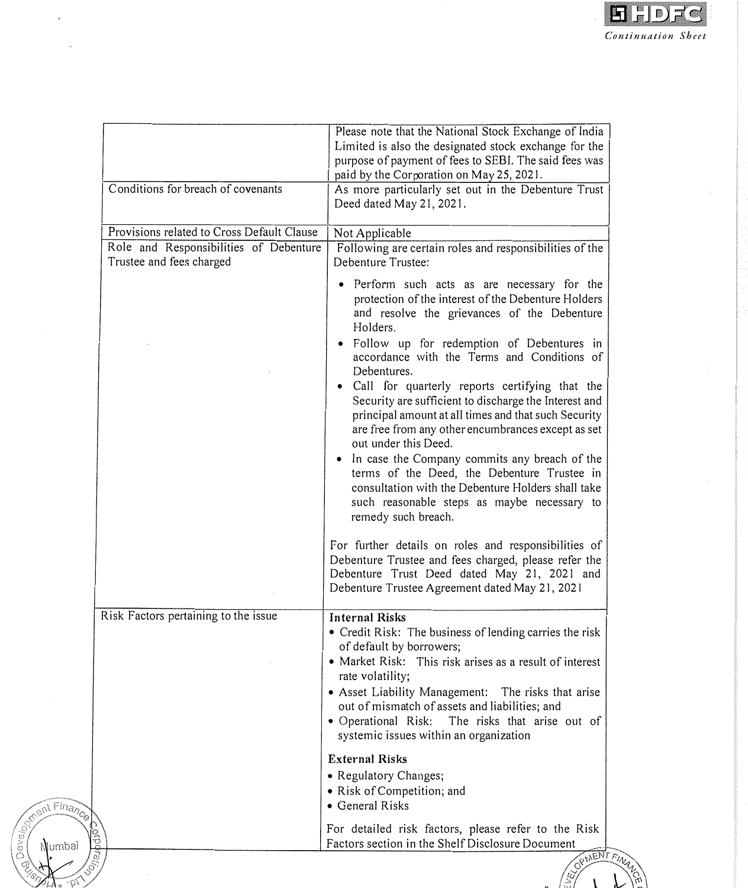| | |
|---|---|
| | Please note that the National Stock Exchange of India Limited is also the designated stock exchange for the purpose of payment of fees to SEBI. The said fees was paid by the Corporation on May 25, 2021. |
| Conditions for breach of covenants | As more particularly set out in the Debenture Trust Deed dated May 21, 2021. |
| Provisions related to Cross Default Clause | Not Applicable |
| Role and Responsibilities of Debenture Trustee and fees charged | Following are certain roles and responsibilities of the Debenture Trustee:<br><br>• Perform such acts as are necessary for the protection of the interest of the Debenture Holders and resolve the grievances of the Debenture Holders.<br>• Follow up for redemption of Debentures in accordance with the Terms and Conditions of Debentures.<br>• Call for quarterly reports certifying that the Security are sufficient to discharge the Interest and principal amount at all times and that such Security are free from any other encumbrances except as set out under this Deed.<br>• In case the Company commits any breach of the terms of the Deed, the Debenture Trustee in consultation with the Debenture Holders shall take such reasonable steps as maybe necessary to remedy such breach.<br><br>For further details on roles and responsibilities of Debenture Trustee and fees charged, please refer the Debenture Trust Deed dated May 21, 2021 and Debenture Trustee Agreement dated May 21, 2021 |
| Risk Factors pertaining to the issue | **Internal Risks**<br>• Credit Risk: The business of lending carries the risk of default by borrowers;<br>• Market Risk: This risk arises as a result of interest rate volatility;<br>• Asset Liability Management: The risks that arise out of mismatch of assets and liabilities; and<br>• Operational Risk: The risks that arise out of systemic issues within an organization<br><br>**External Risks**<br>• Regulatory Changes;<br>• Risk of Competition; and<br>• General Risks<br><br>For detailed risk factors, please refer to the Risk Factors section in the Shelf Disclosure Document |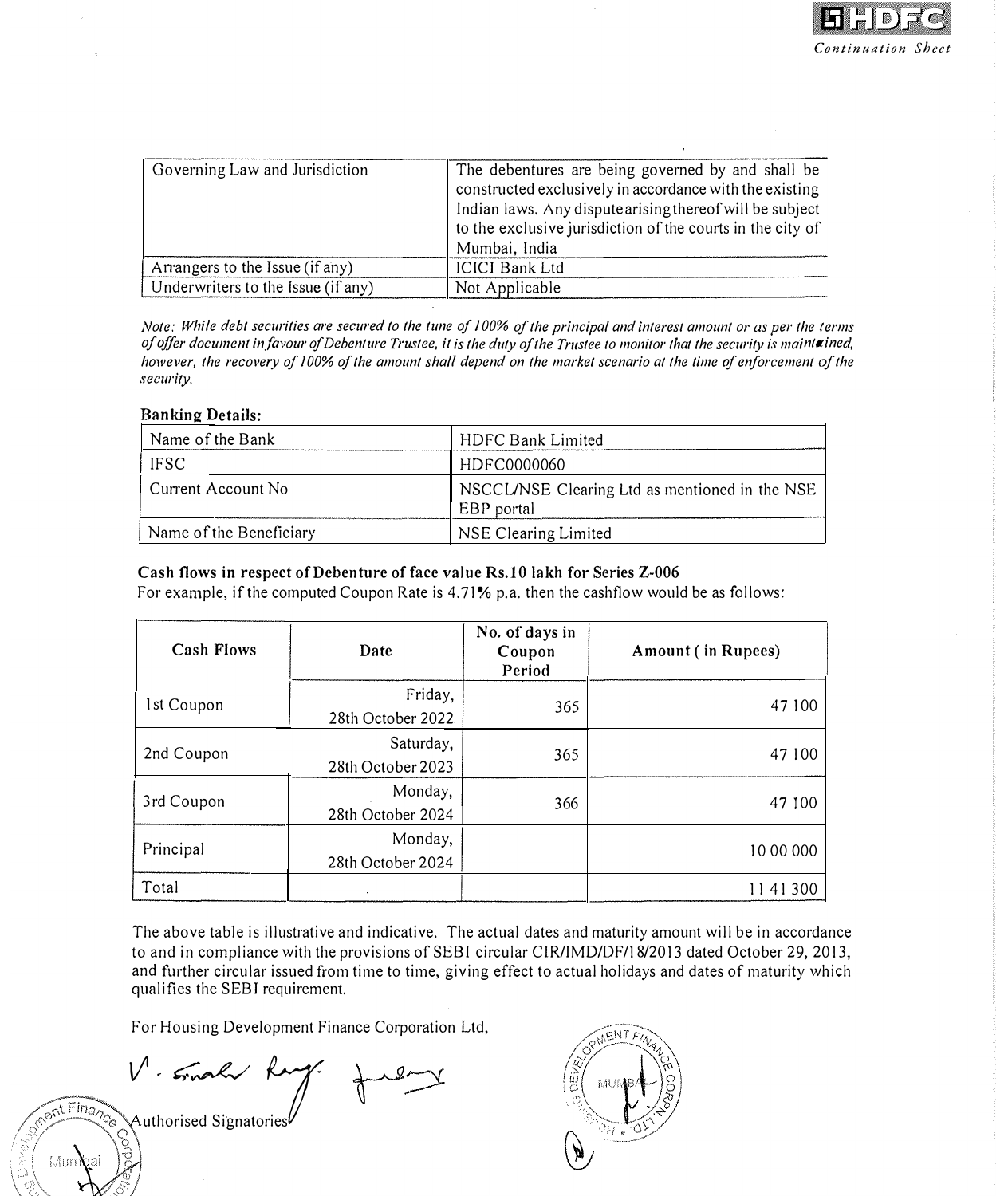| | |
|---|---|
| Governing Law and Jurisdiction | The debentures are being governed by and shall be constructed exclusively in accordance with the existing Indian laws. Any dispute arising thereof will be subject to the exclusive jurisdiction of the courts in the city of Mumbai, India |
| Arrangers to the Issue (if any) | ICICI Bank Ltd |
| Underwriters to the Issue (if any) | Not Applicable |

*Note: While debt securities are secured to the tune of 100% of the principal and interest amount or as per the terms of offer document in favour of Debenture Trustee, it is the duty of the Trustee to monitor that the security is maintained, however, the recovery of 100% of the amount shall depend on the market scenario at the time of enforcement of the security.*

**Banking Details:**

| | |
|---|---|
| Name of the Bank | HDFC Bank Limited |
| IFSC | HDFC0000060 |
| Current Account No | NSCCL/NSE Clearing Ltd as mentioned in the NSE EBP portal |
| Name of the Beneficiary | NSE Clearing Limited |

**Cash flows in respect of Debenture of face value Rs.10 lakh for Series Z-006**

For example, if the computed Coupon Rate is 4.71% p.a. then the cashflow would be as follows:

| Cash Flows | Date | No. of days in Coupon Period | Amount ( in Rupees) |
|---|---|---|---|
| 1st Coupon | Friday, 28th October 2022 | 365 | 47 100 |
| 2nd Coupon | Saturday, 28th October 2023 | 365 | 47 100 |
| 3rd Coupon | Monday, 28th October 2024 | 366 | 47 100 |
| Principal | Monday, 28th October 2024 | | 10 00 000 |
| Total | | | 11 41 300 |

The above table is illustrative and indicative. The actual dates and maturity amount will be in accordance to and in compliance with the provisions of SEBI circular CIR/IMD/DF/18/2013 dated October 29, 2013, and further circular issued from time to time, giving effect to actual holidays and dates of maturity which qualifies the SEBI requirement.

For Housing Development Finance Corporation Ltd,

Authorised Signatories